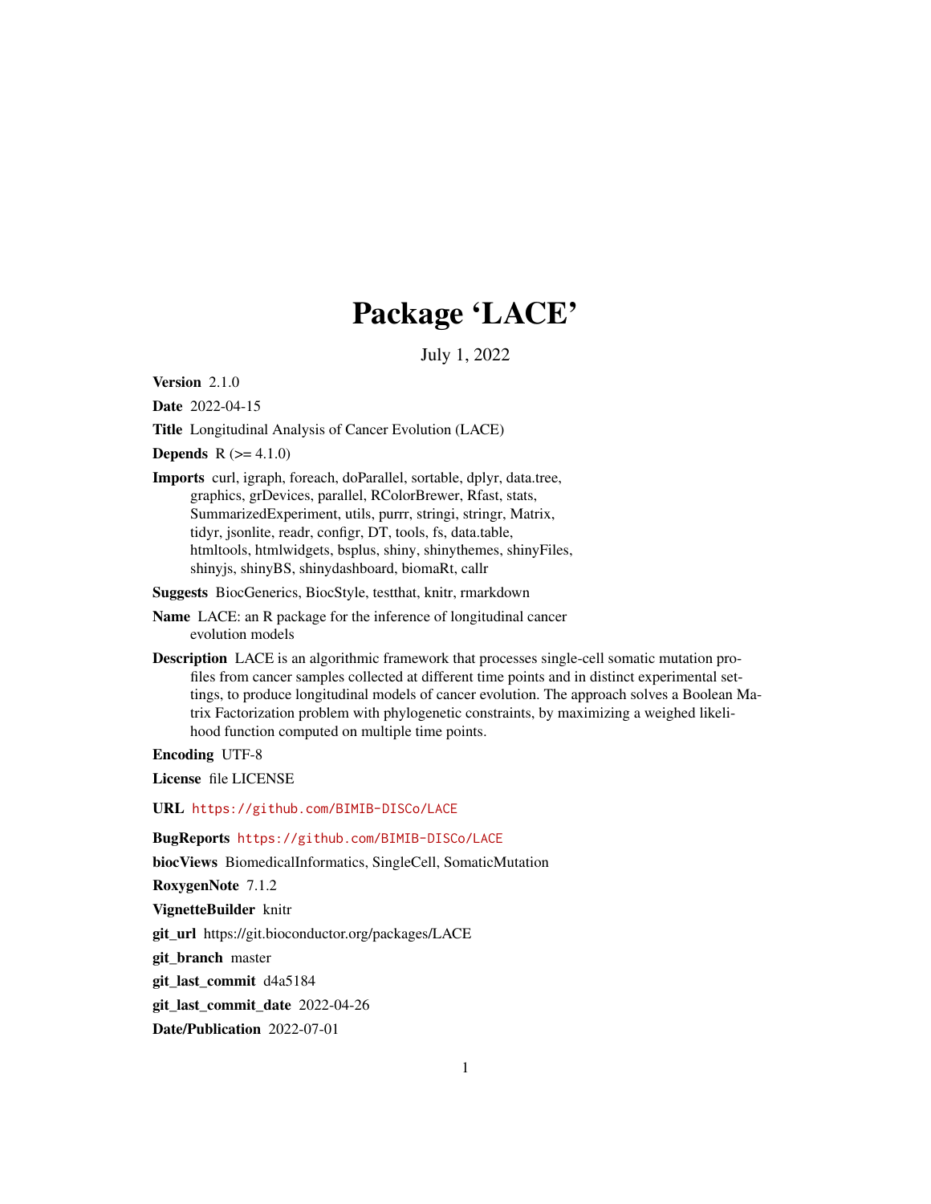# Package 'LACE'

July 1, 2022

**Version** 2.1.0

**Date** 2022-04-15

**Title** Longitudinal Analysis of Cancer Evolution (LACE)

**Depends** R (>= 4.1.0)

**Imports** curl, igraph, foreach, doParallel, sortable, dplyr, data.tree, graphics, grDevices, parallel, RColorBrewer, Rfast, stats, SummarizedExperiment, utils, purrr, stringi, stringr, Matrix, tidyr, jsonlite, readr, configr, DT, tools, fs, data.table, htmltools, htmlwidgets, bsplus, shiny, shinythemes, shinyFiles, shinyjs, shinyBS, shinydashboard, biomaRt, callr

**Suggests** BiocGenerics, BiocStyle, testthat, knitr, rmarkdown

**Name** LACE: an R package for the inference of longitudinal cancer evolution models

**Description** LACE is an algorithmic framework that processes single-cell somatic mutation profiles from cancer samples collected at different time points and in distinct experimental settings, to produce longitudinal models of cancer evolution. The approach solves a Boolean Matrix Factorization problem with phylogenetic constraints, by maximizing a weighed likelihood function computed on multiple time points.

**Encoding** UTF-8

**License** file LICENSE

**URL** https://github.com/BIMIB-DISCo/LACE

**BugReports** https://github.com/BIMIB-DISCo/LACE

**biocViews** BiomedicalInformatics, SingleCell, SomaticMutation

**RoxygenNote** 7.1.2

**VignetteBuilder** knitr

**git_url** https://git.bioconductor.org/packages/LACE

**git_branch** master

**git_last_commit** d4a5184

**git_last_commit_date** 2022-04-26

**Date/Publication** 2022-07-01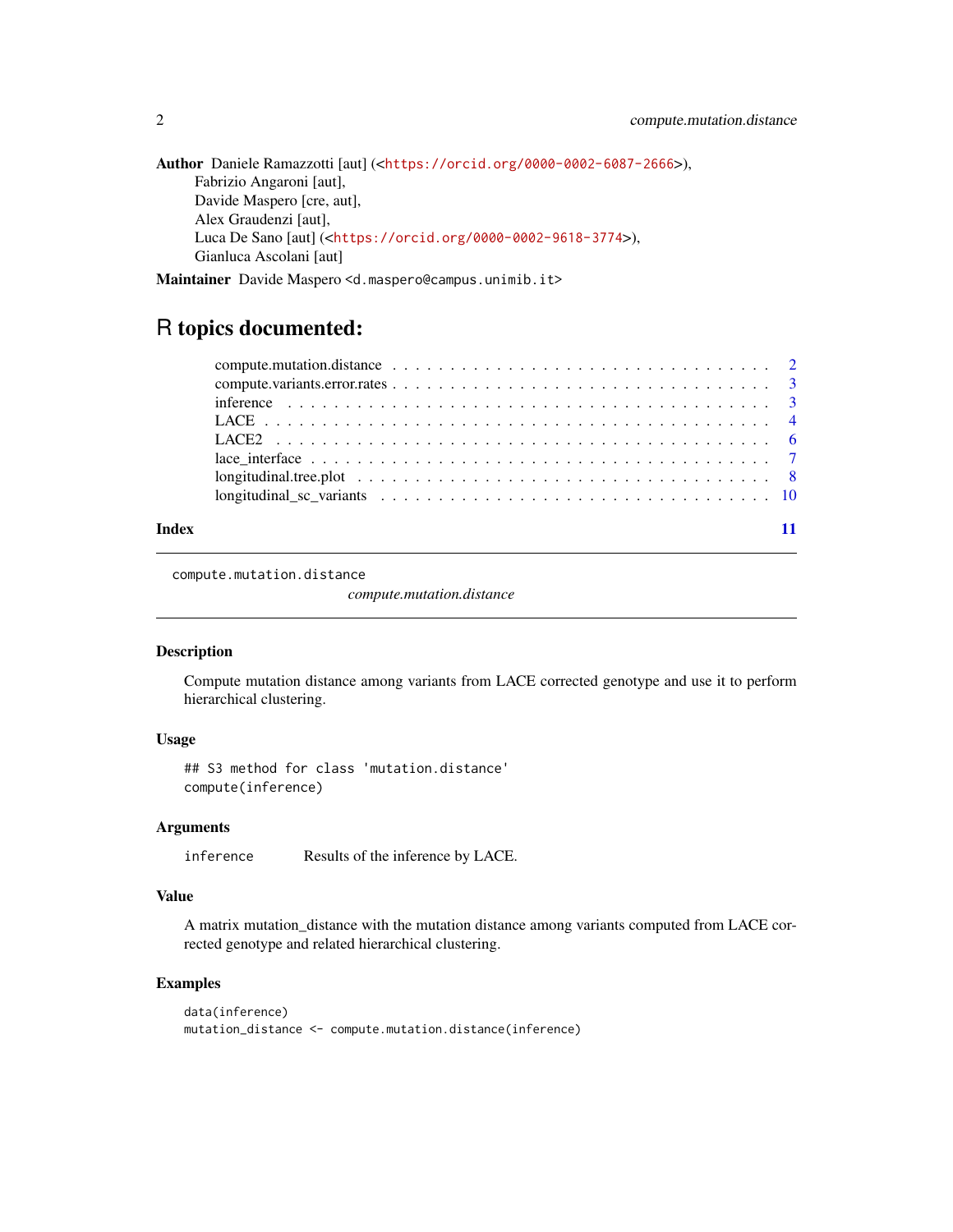**Author** Daniele Ramazzotti [aut] (<https://orcid.org/0000-0002-6087-2666>),
Fabrizio Angaroni [aut],
Davide Maspero [cre, aut],
Alex Graudenzi [aut],
Luca De Sano [aut] (<https://orcid.org/0000-0002-9618-3774>),
Gianluca Ascolani [aut]

**Maintainer** Davide Maspero <d.maspero@campus.unimib.it>

# R topics documented:

- compute.mutation.distance . . . . . . . . . . 2
- compute.variants.error.rates . . . . . . . . . . 3
- inference . . . . . . . . . . 3
- LACE . . . . . . . . . . 4
- LACE2 . . . . . . . . . . 6
- lace_interface . . . . . . . . . . 7
- longitudinal.tree.plot . . . . . . . . . . 8
- longitudinal_sc_variants . . . . . . . . . . 10

**Index** 11

---

## compute.mutation.distance

*compute.mutation.distance*

### Description

Compute mutation distance among variants from LACE corrected genotype and use it to perform hierarchical clustering.

### Usage

```
## S3 method for class 'mutation.distance'
compute(inference)
```

### Arguments

| | |
|---|---|
| inference | Results of the inference by LACE. |

### Value

A matrix mutation_distance with the mutation distance among variants computed from LACE corrected genotype and related hierarchical clustering.

### Examples

```
data(inference)
mutation_distance <- compute.mutation.distance(inference)
```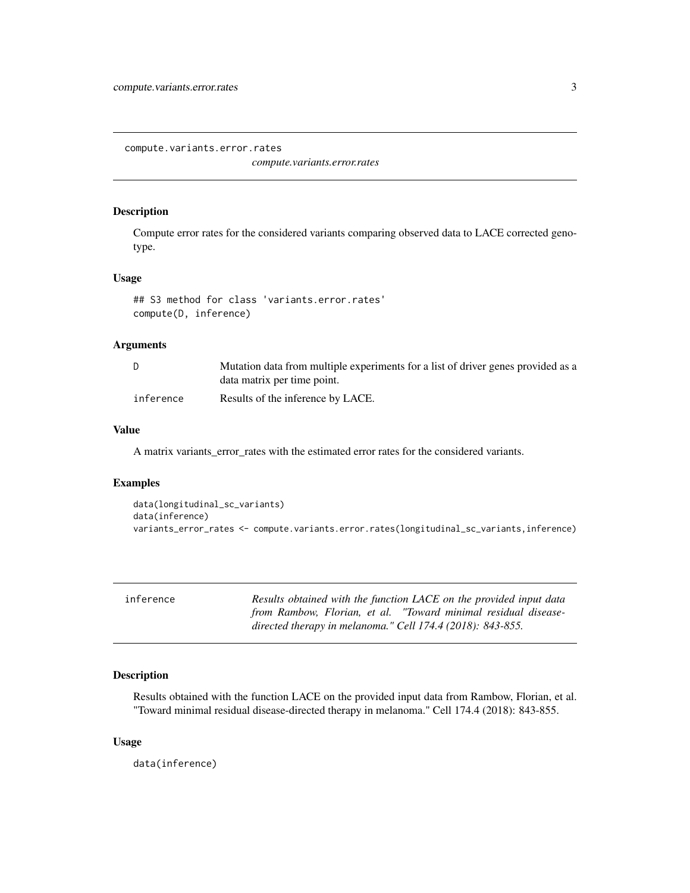## compute.variants.error.rates

*compute.variants.error.rates*

### Description

Compute error rates for the considered variants comparing observed data to LACE corrected genotype.

### Usage

```
## S3 method for class 'variants.error.rates'
compute(D, inference)
```

### Arguments

| | |
|---|---|
| D | Mutation data from multiple experiments for a list of driver genes provided as a data matrix per time point. |
| inference | Results of the inference by LACE. |

### Value

A matrix variants_error_rates with the estimated error rates for the considered variants.

### Examples

```
data(longitudinal_sc_variants)
data(inference)
variants_error_rates <- compute.variants.error.rates(longitudinal_sc_variants,inference)
```

## inference

*Results obtained with the function LACE on the provided input data from Rambow, Florian, et al. "Toward minimal residual disease-directed therapy in melanoma." Cell 174.4 (2018): 843-855.*

### Description

Results obtained with the function LACE on the provided input data from Rambow, Florian, et al. "Toward minimal residual disease-directed therapy in melanoma." Cell 174.4 (2018): 843-855.

### Usage

```
data(inference)
```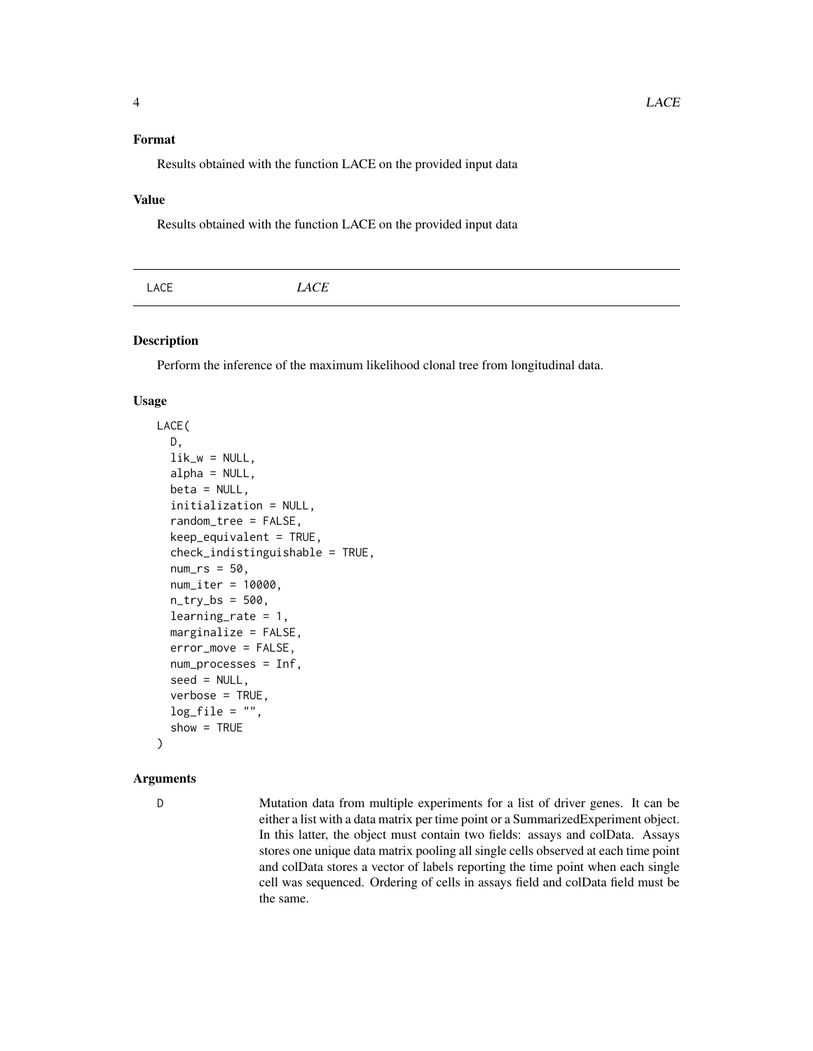### Format

Results obtained with the function LACE on the provided input data

### Value

Results obtained with the function LACE on the provided input data

## LACE *LACE*

### Description

Perform the inference of the maximum likelihood clonal tree from longitudinal data.

### Usage

```
LACE(
  D,
  lik_w = NULL,
  alpha = NULL,
  beta = NULL,
  initialization = NULL,
  random_tree = FALSE,
  keep_equivalent = TRUE,
  check_indistinguishable = TRUE,
  num_rs = 50,
  num_iter = 10000,
  n_try_bs = 500,
  learning_rate = 1,
  marginalize = FALSE,
  error_move = FALSE,
  num_processes = Inf,
  seed = NULL,
  verbose = TRUE,
  log_file = "",
  show = TRUE
)
```

### Arguments

`D` Mutation data from multiple experiments for a list of driver genes. It can be either a list with a data matrix per time point or a SummarizedExperiment object. In this latter, the object must contain two fields: assays and colData. Assays stores one unique data matrix pooling all single cells observed at each time point and colData stores a vector of labels reporting the time point when each single cell was sequenced. Ordering of cells in assays field and colData field must be the same.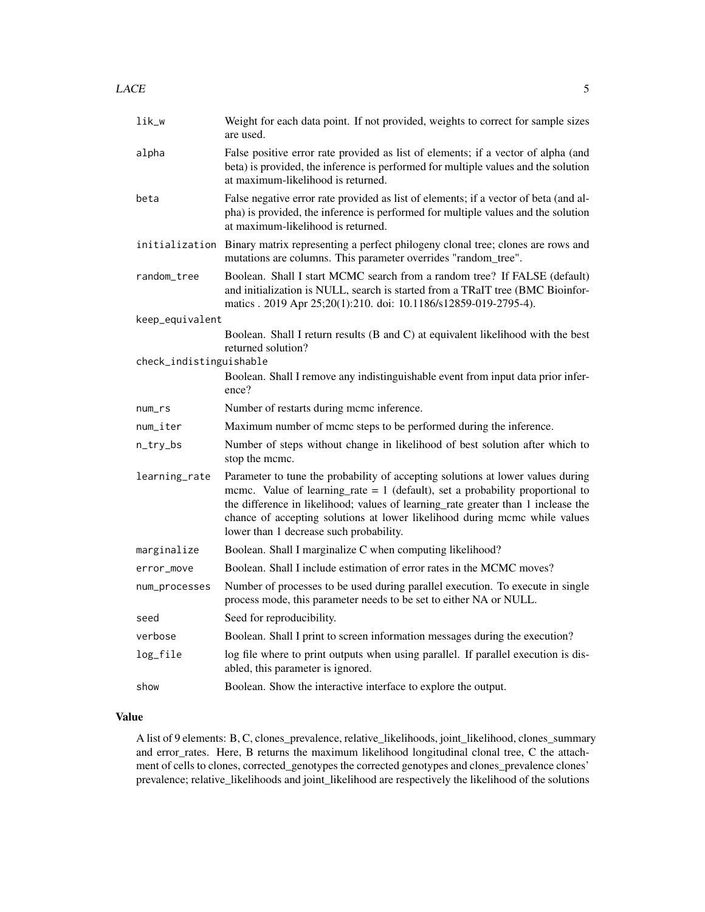| | |
|---|---|
| lik_w | Weight for each data point. If not provided, weights to correct for sample sizes are used. |
| alpha | False positive error rate provided as list of elements; if a vector of alpha (and beta) is provided, the inference is performed for multiple values and the solution at maximum-likelihood is returned. |
| beta | False negative error rate provided as list of elements; if a vector of beta (and alpha) is provided, the inference is performed for multiple values and the solution at maximum-likelihood is returned. |
| initialization | Binary matrix representing a perfect philogeny clonal tree; clones are rows and mutations are columns. This parameter overrides "random_tree". |
| random_tree | Boolean. Shall I start MCMC search from a random tree? If FALSE (default) and initialization is NULL, search is started from a TRaIT tree (BMC Bioinformatics . 2019 Apr 25;20(1):210. doi: 10.1186/s12859-019-2795-4). |
| keep_equivalent | Boolean. Shall I return results (B and C) at equivalent likelihood with the best returned solution? |
| check_indistinguishable | Boolean. Shall I remove any indistinguishable event from input data prior inference? |
| num_rs | Number of restarts during mcmc inference. |
| num_iter | Maximum number of mcmc steps to be performed during the inference. |
| n_try_bs | Number of steps without change in likelihood of best solution after which to stop the mcmc. |
| learning_rate | Parameter to tune the probability of accepting solutions at lower values during mcmc. Value of learning_rate = 1 (default), set a probability proportional to the difference in likelihood; values of learning_rate greater than 1 inclease the chance of accepting solutions at lower likelihood during mcmc while values lower than 1 decrease such probability. |
| marginalize | Boolean. Shall I marginalize C when computing likelihood? |
| error_move | Boolean. Shall I include estimation of error rates in the MCMC moves? |
| num_processes | Number of processes to be used during parallel execution. To execute in single process mode, this parameter needs to be set to either NA or NULL. |
| seed | Seed for reproducibility. |
| verbose | Boolean. Shall I print to screen information messages during the execution? |
| log_file | log file where to print outputs when using parallel. If parallel execution is disabled, this parameter is ignored. |
| show | Boolean. Show the interactive interface to explore the output. |

## Value

A list of 9 elements: B, C, clones_prevalence, relative_likelihoods, joint_likelihood, clones_summary and error_rates. Here, B returns the maximum likelihood longitudinal clonal tree, C the attachment of cells to clones, corrected_genotypes the corrected genotypes and clones_prevalence clones' prevalence; relative_likelihoods and joint_likelihood are respectively the likelihood of the solutions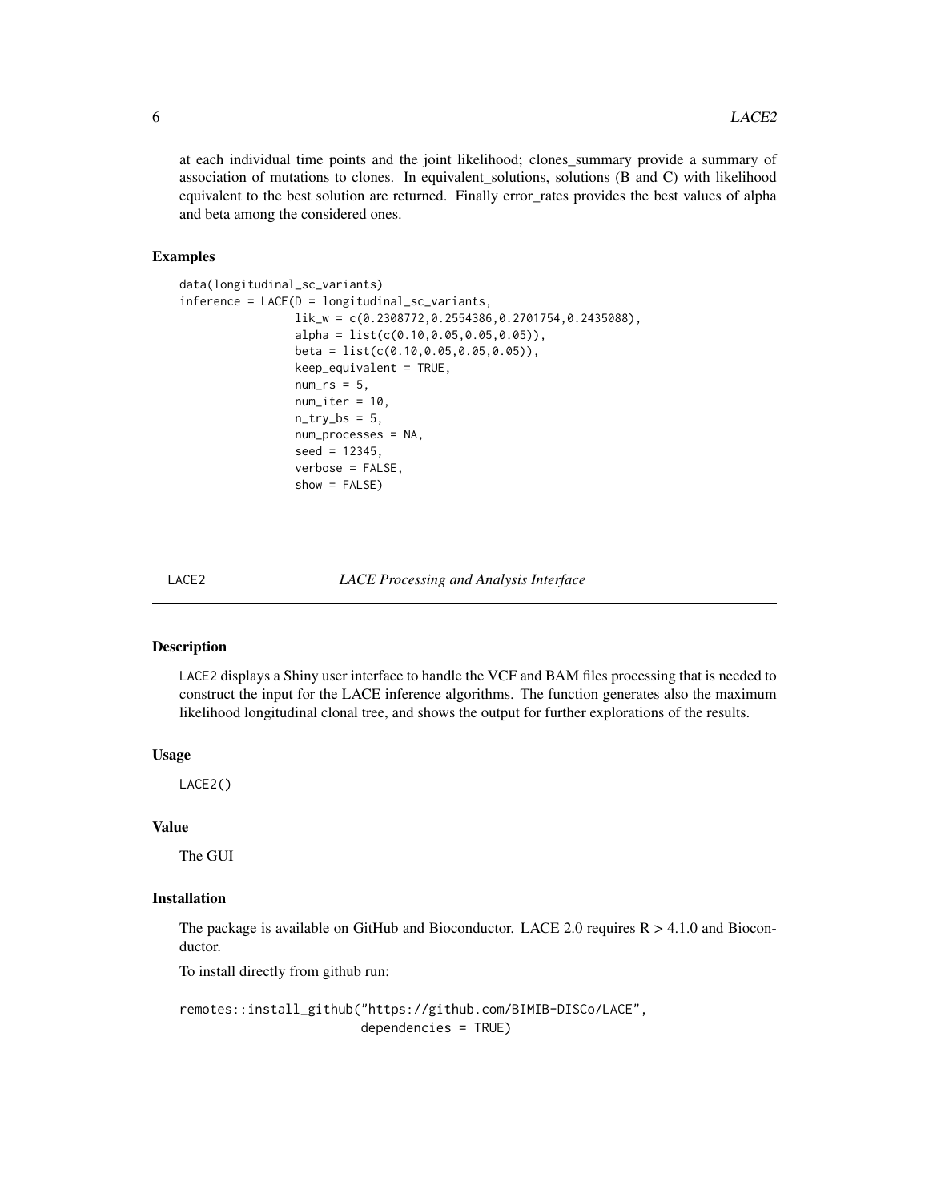at each individual time points and the joint likelihood; clones_summary provide a summary of association of mutations to clones. In equivalent_solutions, solutions (B and C) with likelihood equivalent to the best solution are returned. Finally error_rates provides the best values of alpha and beta among the considered ones.

### Examples

```
data(longitudinal_sc_variants)
inference = LACE(D = longitudinal_sc_variants,
                 lik_w = c(0.2308772,0.2554386,0.2701754,0.2435088),
                 alpha = list(c(0.10,0.05,0.05,0.05)),
                 beta = list(c(0.10,0.05,0.05,0.05)),
                 keep_equivalent = TRUE,
                 num_rs = 5,
                 num_iter = 10,
                 n_try_bs = 5,
                 num_processes = NA,
                 seed = 12345,
                 verbose = FALSE,
                 show = FALSE)
```

---

## LACE2 — *LACE Processing and Analysis Interface*

---

### Description

LACE2 displays a Shiny user interface to handle the VCF and BAM files processing that is needed to construct the input for the LACE inference algorithms. The function generates also the maximum likelihood longitudinal clonal tree, and shows the output for further explorations of the results.

### Usage

```
LACE2()
```

### Value

The GUI

### Installation

The package is available on GitHub and Bioconductor. LACE 2.0 requires R > 4.1.0 and Bioconductor.

To install directly from github run:

```
remotes::install_github("https://github.com/BIMIB-DISCo/LACE",
                        dependencies = TRUE)
```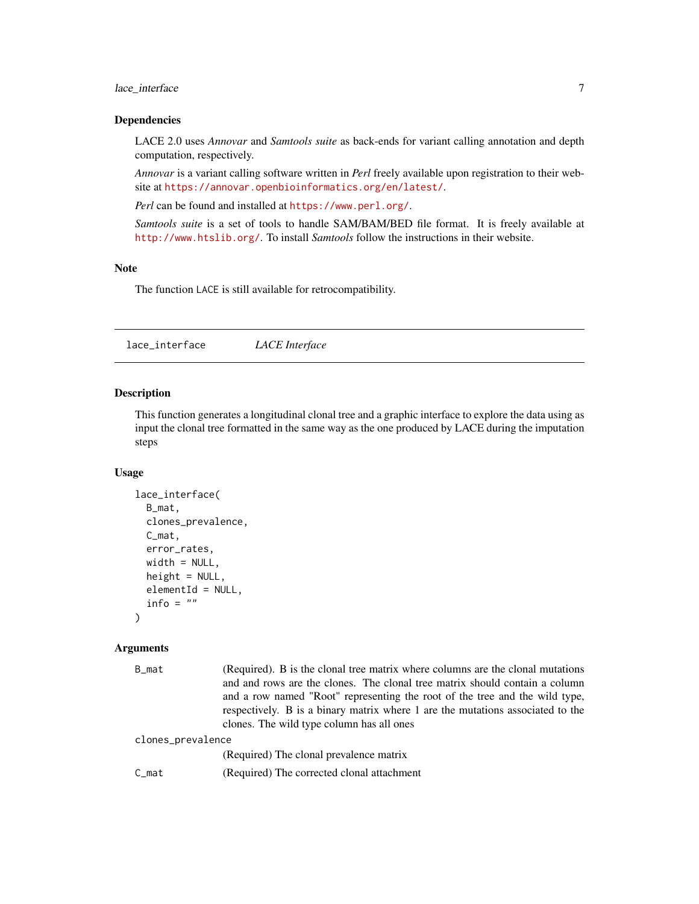### Dependencies

LACE 2.0 uses *Annovar* and *Samtools suite* as back-ends for variant calling annotation and depth computation, respectively.

*Annovar* is a variant calling software written in *Perl* freely available upon registration to their website at https://annovar.openbioinformatics.org/en/latest/.

*Perl* can be found and installed at https://www.perl.org/.

*Samtools suite* is a set of tools to handle SAM/BAM/BED file format. It is freely available at http://www.htslib.org/. To install *Samtools* follow the instructions in their website.

### Note

The function LACE is still available for retrocompatibility.

---

## lace_interface *LACE Interface*

---

### Description

This function generates a longitudinal clonal tree and a graphic interface to explore the data using as input the clonal tree formatted in the same way as the one produced by LACE during the imputation steps

### Usage

```
lace_interface(
  B_mat,
  clones_prevalence,
  C_mat,
  error_rates,
  width = NULL,
  height = NULL,
  elementId = NULL,
  info = ""
)
```

### Arguments

`B_mat` (Required). B is the clonal tree matrix where columns are the clonal mutations and and rows are the clones. The clonal tree matrix should contain a column and a row named "Root" representing the root of the tree and the wild type, respectively. B is a binary matrix where 1 are the mutations associated to the clones. The wild type column has all ones

`clones_prevalence` (Required) The clonal prevalence matrix

`C_mat` (Required) The corrected clonal attachment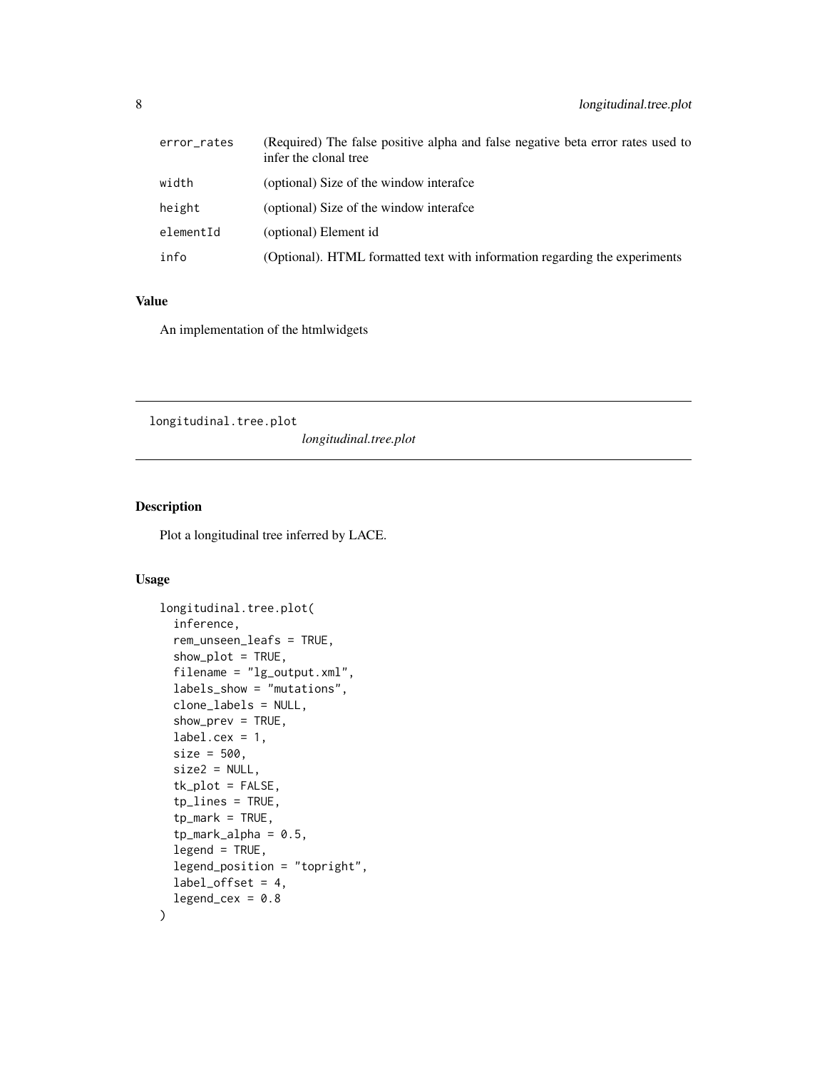| | |
|---|---|
| error_rates | (Required) The false positive alpha and false negative beta error rates used to infer the clonal tree |
| width | (optional) Size of the window interafce |
| height | (optional) Size of the window interafce |
| elementId | (optional) Element id |
| info | (Optional). HTML formatted text with information regarding the experiments |

## Value

An implementation of the htmlwidgets

---

longitudinal.tree.plot &emsp; *longitudinal.tree.plot*

---

## Description

Plot a longitudinal tree inferred by LACE.

## Usage

```
longitudinal.tree.plot(
  inference,
  rem_unseen_leafs = TRUE,
  show_plot = TRUE,
  filename = "lg_output.xml",
  labels_show = "mutations",
  clone_labels = NULL,
  show_prev = TRUE,
  label.cex = 1,
  size = 500,
  size2 = NULL,
  tk_plot = FALSE,
  tp_lines = TRUE,
  tp_mark = TRUE,
  tp_mark_alpha = 0.5,
  legend = TRUE,
  legend_position = "topright",
  label_offset = 4,
  legend_cex = 0.8
)
```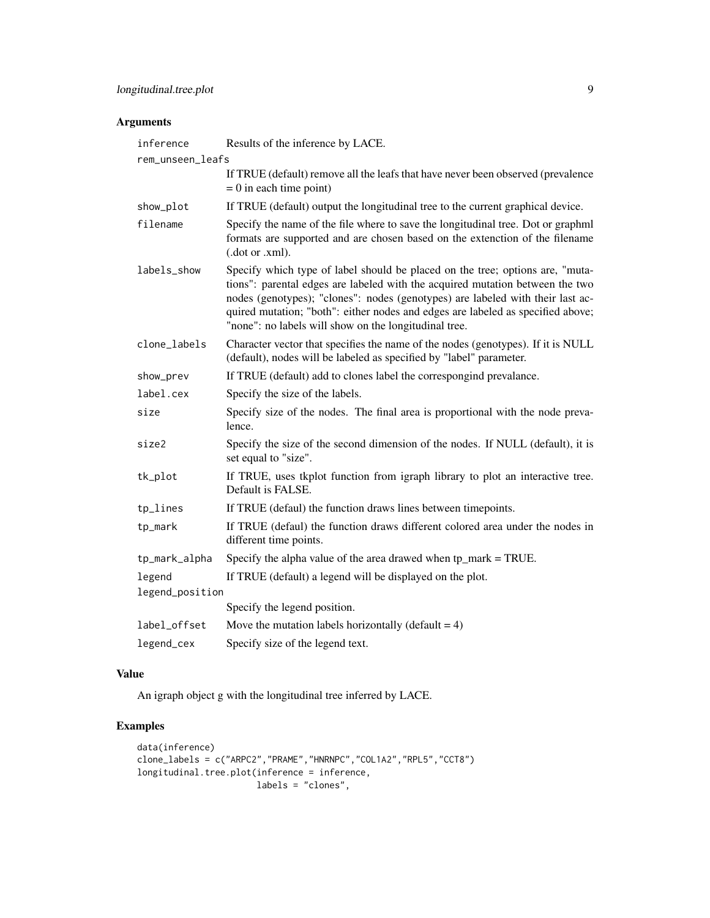## Arguments

| | |
|---|---|
| inference | Results of the inference by LACE. |
| rem_unseen_leafs | If TRUE (default) remove all the leafs that have never been observed (prevalence = 0 in each time point) |
| show_plot | If TRUE (default) output the longitudinal tree to the current graphical device. |
| filename | Specify the name of the file where to save the longitudinal tree. Dot or graphml formats are supported and are chosen based on the extenction of the filename (.dot or .xml). |
| labels_show | Specify which type of label should be placed on the tree; options are, "mutations": parental edges are labeled with the acquired mutation between the two nodes (genotypes); "clones": nodes (genotypes) are labeled with their last acquired mutation; "both": either nodes and edges are labeled as specified above; "none": no labels will show on the longitudinal tree. |
| clone_labels | Character vector that specifies the name of the nodes (genotypes). If it is NULL (default), nodes will be labeled as specified by "label" parameter. |
| show_prev | If TRUE (default) add to clones label the correspongind prevalance. |
| label.cex | Specify the size of the labels. |
| size | Specify size of the nodes. The final area is proportional with the node prevalence. |
| size2 | Specify the size of the second dimension of the nodes. If NULL (default), it is set equal to "size". |
| tk_plot | If TRUE, uses tkplot function from igraph library to plot an interactive tree. Default is FALSE. |
| tp_lines | If TRUE (defaul) the function draws lines between timepoints. |
| tp_mark | If TRUE (defaul) the function draws different colored area under the nodes in different time points. |
| tp_mark_alpha | Specify the alpha value of the area drawed when tp_mark = TRUE. |
| legend | If TRUE (default) a legend will be displayed on the plot. |
| legend_position | Specify the legend position. |
| label_offset | Move the mutation labels horizontally (default = 4) |
| legend_cex | Specify size of the legend text. |

## Value

An igraph object g with the longitudinal tree inferred by LACE.

## Examples

```
data(inference)
clone_labels = c("ARPC2","PRAME","HNRNPC","COL1A2","RPL5","CCT8")
longitudinal.tree.plot(inference = inference,
                       labels = "clones",
```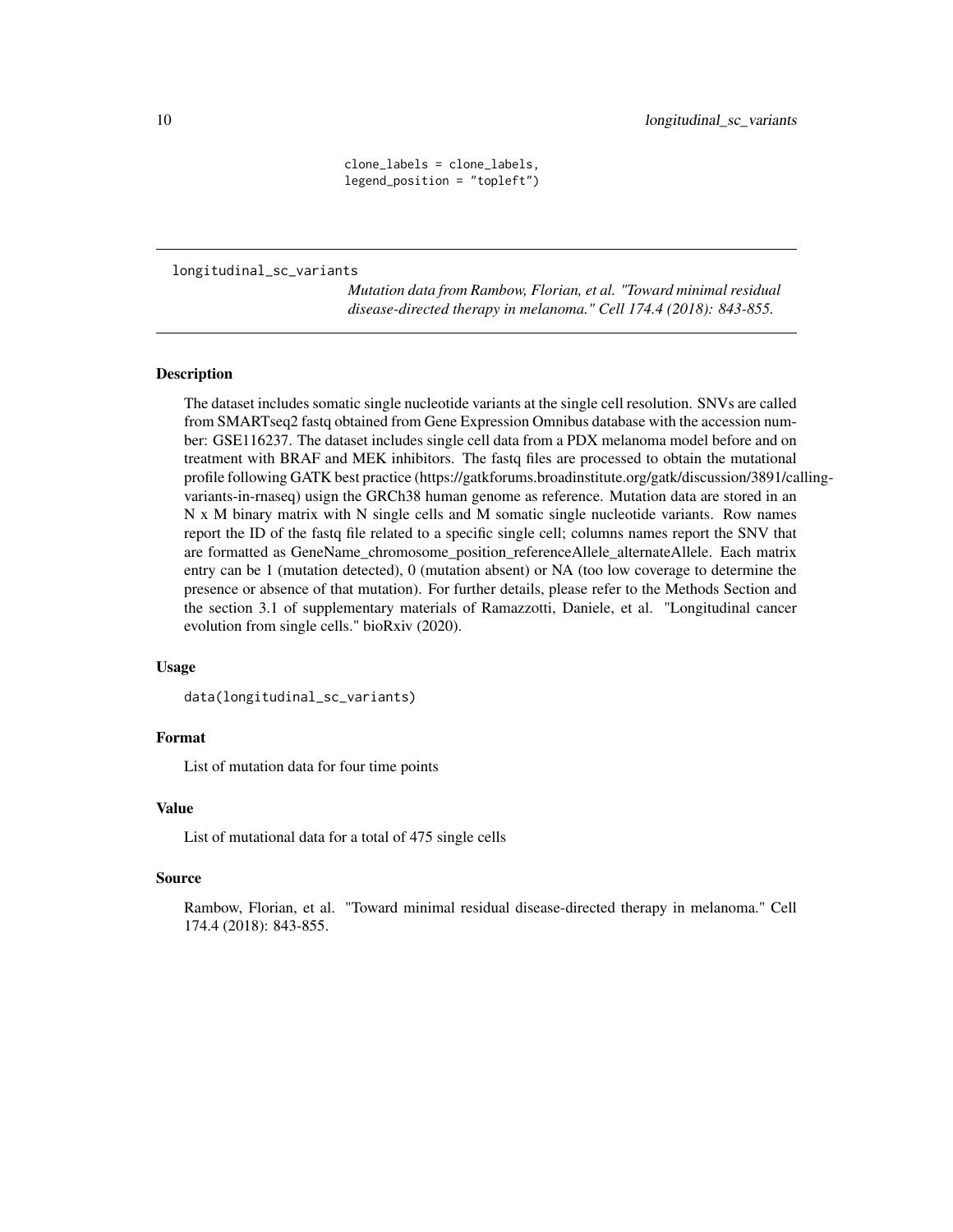```
                        clone_labels = clone_labels,
                        legend_position = "topleft")
```

---

## longitudinal_sc_variants

*Mutation data from Rambow, Florian, et al. "Toward minimal residual disease-directed therapy in melanoma." Cell 174.4 (2018): 843-855.*

---

### Description

The dataset includes somatic single nucleotide variants at the single cell resolution. SNVs are called from SMARTseq2 fastq obtained from Gene Expression Omnibus database with the accession number: GSE116237. The dataset includes single cell data from a PDX melanoma model before and on treatment with BRAF and MEK inhibitors. The fastq files are processed to obtain the mutational profile following GATK best practice (https://gatkforums.broadinstitute.org/gatk/discussion/3891/calling-variants-in-rnaseq) usign the GRCh38 human genome as reference. Mutation data are stored in an N x M binary matrix with N single cells and M somatic single nucleotide variants. Row names report the ID of the fastq file related to a specific single cell; columns names report the SNV that are formatted as GeneName_chromosome_position_referenceAllele_alternateAllele. Each matrix entry can be 1 (mutation detected), 0 (mutation absent) or NA (too low coverage to determine the presence or absence of that mutation). For further details, please refer to the Methods Section and the section 3.1 of supplementary materials of Ramazzotti, Daniele, et al. "Longitudinal cancer evolution from single cells." bioRxiv (2020).

### Usage

```
data(longitudinal_sc_variants)
```

### Format

List of mutation data for four time points

### Value

List of mutational data for a total of 475 single cells

### Source

Rambow, Florian, et al. "Toward minimal residual disease-directed therapy in melanoma." Cell 174.4 (2018): 843-855.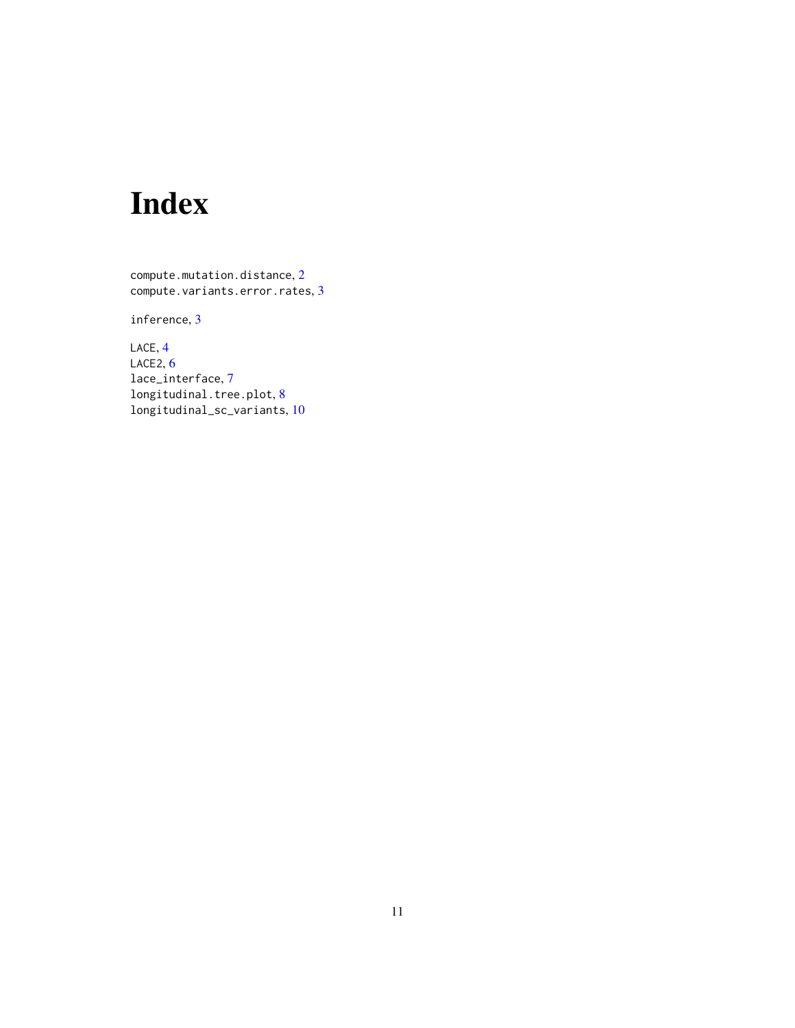# Index

compute.mutation.distance, 2
compute.variants.error.rates, 3

inference, 3

LACE, 4
LACE2, 6
lace_interface, 7
longitudinal.tree.plot, 8
longitudinal_sc_variants, 10